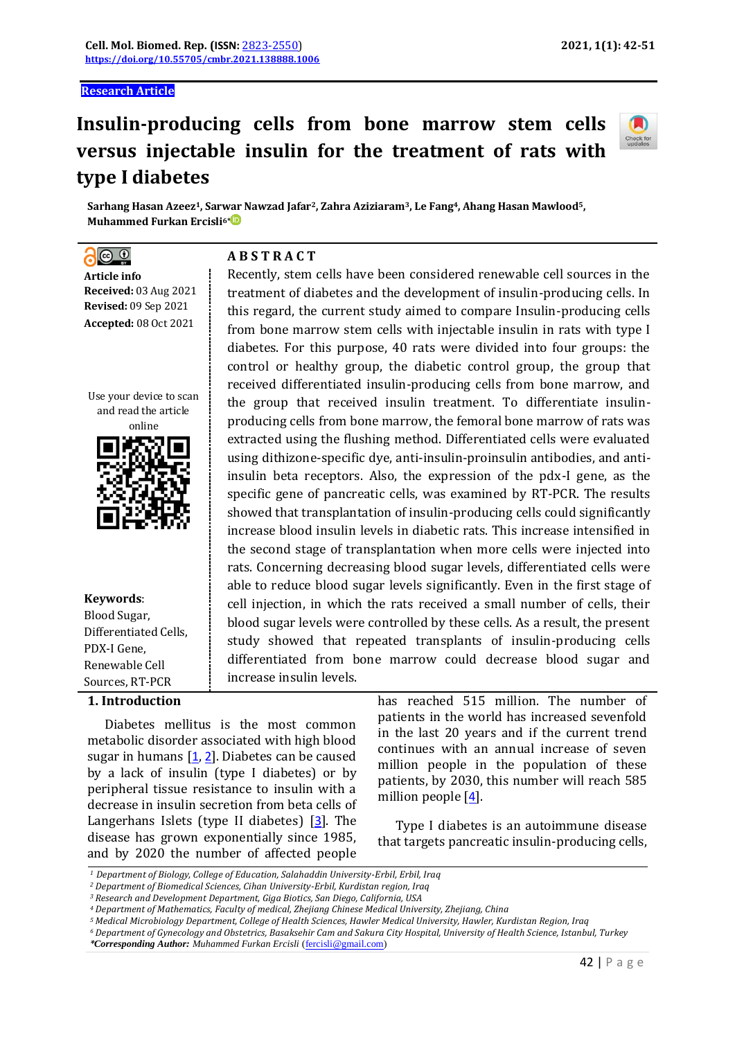Research Article

# Insulin-producing cells from bone marrow stem cells versus injectable insulin for the treatment of rats with type I diabetes

**Sarhang Hasan Azeez[1], Sarwar Nawzad Jafar[2], Zahra Aziziaram[3], Le Fang[4], Ahang Hasan Mawlood[5], Muhammed Furkan Ercisli[6*]**

**Article info**
**Received:** 03 Aug 2021
**Revised:** 09 Sep 2021
**Accepted:** 08 Oct 2021

Use your device to scan and read the article online

**Keywords**: Blood Sugar, Differentiated Cells, PDX-I Gene, Renewable Cell Sources, RT-PCR

## ABSTRACT

Recently, stem cells have been considered renewable cell sources in the treatment of diabetes and the development of insulin-producing cells. In this regard, the current study aimed to compare Insulin-producing cells from bone marrow stem cells with injectable insulin in rats with type I diabetes. For this purpose, 40 rats were divided into four groups: the control or healthy group, the diabetic control group, the group that received differentiated insulin-producing cells from bone marrow, and the group that received insulin treatment. To differentiate insulin-producing cells from bone marrow, the femoral bone marrow of rats was extracted using the flushing method. Differentiated cells were evaluated using dithizone-specific dye, anti-insulin-proinsulin antibodies, and anti-insulin beta receptors. Also, the expression of the pdx-I gene, as the specific gene of pancreatic cells, was examined by RT-PCR. The results showed that transplantation of insulin-producing cells could significantly increase blood insulin levels in diabetic rats. This increase intensified in the second stage of transplantation when more cells were injected into rats. Concerning decreasing blood sugar levels, differentiated cells were able to reduce blood sugar levels significantly. Even in the first stage of cell injection, in which the rats received a small number of cells, their blood sugar levels were controlled by these cells. As a result, the present study showed that repeated transplants of insulin-producing cells differentiated from bone marrow could decrease blood sugar and increase insulin levels.

## 1. Introduction

Diabetes mellitus is the most common metabolic disorder associated with high blood sugar in humans [1, 2]. Diabetes can be caused by a lack of insulin (type I diabetes) or by peripheral tissue resistance to insulin with a decrease in insulin secretion from beta cells of Langerhans Islets (type II diabetes) [3]. The disease has grown exponentially since 1985, and by 2020 the number of affected people has reached 515 million. The number of patients in the world has increased sevenfold in the last 20 years and if the current trend continues with an annual increase of seven million people in the population of these patients, by 2030, this number will reach 585 million people [4].

Type I diabetes is an autoimmune disease that targets pancreatic insulin-producing cells,

---

[1] Department of Biology, College of Education, Salahaddin University-Erbil, Erbil, Iraq
[2] Department of Biomedical Sciences, Cihan University-Erbil, Kurdistan region, Iraq
[3] Research and Development Department, Giga Biotics, San Diego, California, USA
[4] Department of Mathematics, Faculty of medical, Zhejiang Chinese Medical University, Zhejiang, China
[5] Medical Microbiology Department, College of Health Sciences, Hawler Medical University, Hawler, Kurdistan Region, Iraq
[6] Department of Gynecology and Obstetrics, Basaksehir Cam and Sakura City Hospital, University of Health Science, Istanbul, Turkey
***Corresponding Author:** Muhammed Furkan Ercisli (fercisli@gmail.com)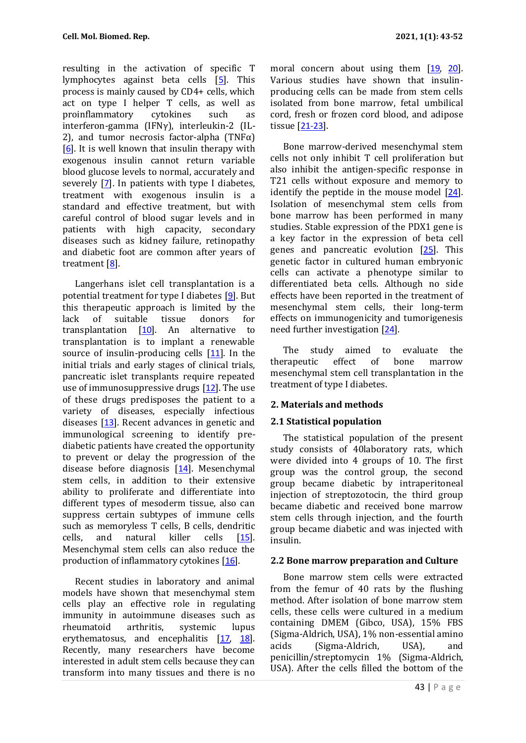resulting in the activation of specific T lymphocytes against beta cells [5]. This process is mainly caused by CD4+ cells, which act on type I helper T cells, as well as proinflammatory cytokines such as interferon-gamma (IFNγ), interleukin-2 (IL-2), and tumor necrosis factor-alpha (TNFα) [6]. It is well known that insulin therapy with exogenous insulin cannot return variable blood glucose levels to normal, accurately and severely [7]. In patients with type I diabetes, treatment with exogenous insulin is a standard and effective treatment, but with careful control of blood sugar levels and in patients with high capacity, secondary diseases such as kidney failure, retinopathy and diabetic foot are common after years of treatment [8].

Langerhans islet cell transplantation is a potential treatment for type I diabetes [9]. But this therapeutic approach is limited by the lack of suitable tissue donors for transplantation [10]. An alternative to transplantation is to implant a renewable source of insulin-producing cells [11]. In the initial trials and early stages of clinical trials, pancreatic islet transplants require repeated use of immunosuppressive drugs [12]. The use of these drugs predisposes the patient to a variety of diseases, especially infectious diseases [13]. Recent advances in genetic and immunological screening to identify pre-diabetic patients have created the opportunity to prevent or delay the progression of the disease before diagnosis [14]. Mesenchymal stem cells, in addition to their extensive ability to proliferate and differentiate into different types of mesoderm tissue, also can suppress certain subtypes of immune cells such as memoryless T cells, B cells, dendritic cells, and natural killer cells [15]. Mesenchymal stem cells can also reduce the production of inflammatory cytokines [16].

Recent studies in laboratory and animal models have shown that mesenchymal stem cells play an effective role in regulating immunity in autoimmune diseases such as rheumatoid arthritis, systemic lupus erythematosus, and encephalitis [17, 18]. Recently, many researchers have become interested in adult stem cells because they can transform into many tissues and there is no moral concern about using them [19, 20]. Various studies have shown that insulin-producing cells can be made from stem cells isolated from bone marrow, fetal umbilical cord, fresh or frozen cord blood, and adipose tissue [21-23].

Bone marrow-derived mesenchymal stem cells not only inhibit T cell proliferation but also inhibit the antigen-specific response in T21 cells without exposure and memory to identify the peptide in the mouse model [24]. Isolation of mesenchymal stem cells from bone marrow has been performed in many studies. Stable expression of the PDX1 gene is a key factor in the expression of beta cell genes and pancreatic evolution [25]. This genetic factor in cultured human embryonic cells can activate a phenotype similar to differentiated beta cells. Although no side effects have been reported in the treatment of mesenchymal stem cells, their long-term effects on immunogenicity and tumorigenesis need further investigation [24].

The study aimed to evaluate the therapeutic effect of bone marrow mesenchymal stem cell transplantation in the treatment of type I diabetes.

## 2. Materials and methods

### 2.1 Statistical population

The statistical population of the present study consists of 40laboratory rats, which were divided into 4 groups of 10. The first group was the control group, the second group became diabetic by intraperitoneal injection of streptozotocin, the third group became diabetic and received bone marrow stem cells through injection, and the fourth group became diabetic and was injected with insulin.

### 2.2 Bone marrow preparation and Culture

Bone marrow stem cells were extracted from the femur of 40 rats by the flushing method. After isolation of bone marrow stem cells, these cells were cultured in a medium containing DMEM (Gibco, USA), 15% FBS (Sigma-Aldrich, USA), 1% non-essential amino acids (Sigma-Aldrich, USA), and penicillin/streptomycin 1% (Sigma-Aldrich, USA). After the cells filled the bottom of the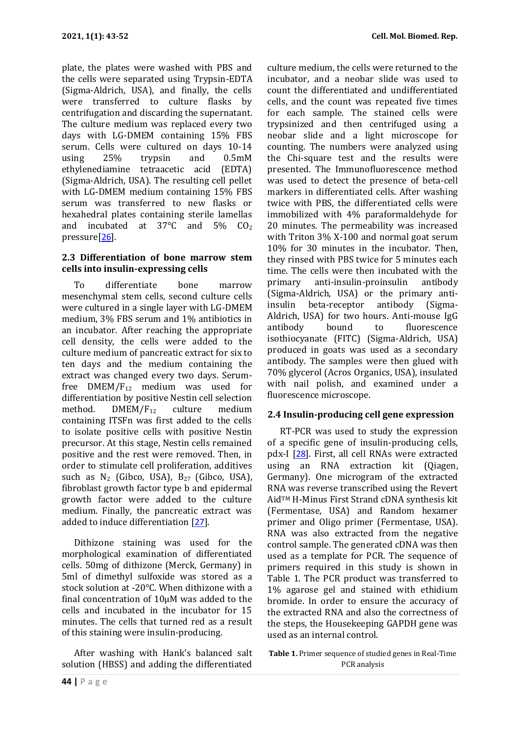plate, the plates were washed with PBS and the cells were separated using Trypsin-EDTA (Sigma-Aldrich, USA), and finally, the cells were transferred to culture flasks by centrifugation and discarding the supernatant. The culture medium was replaced every two days with LG-DMEM containing 15% FBS serum. Cells were cultured on days 10-14 using 25% trypsin and 0.5mM ethylenediamine tetraacetic acid (EDTA) (Sigma-Aldrich, USA). The resulting cell pellet with LG-DMEM medium containing 15% FBS serum was transferred to new flasks or hexahedral plates containing sterile lamellas and incubated at 37°C and 5% $CO_2$ pressure[26].

### 2.3 Differentiation of bone marrow stem cells into insulin-expressing cells

To differentiate bone marrow mesenchymal stem cells, second culture cells were cultured in a single layer with LG-DMEM medium, 3% FBS serum and 1% antibiotics in an incubator. After reaching the appropriate cell density, the cells were added to the culture medium of pancreatic extract for six to ten days and the medium containing the extract was changed every two days. Serum-free $DMEM/F_{12}$ medium was used for differentiation by positive Nestin cell selection method. $DMEM/F_{12}$ culture medium containing ITSFn was first added to the cells to isolate positive cells with positive Nestin precursor. At this stage, Nestin cells remained positive and the rest were removed. Then, in order to stimulate cell proliferation, additives such as $N_2$ (Gibco, USA), $B_{27}$ (Gibco, USA), fibroblast growth factor type b and epidermal growth factor were added to the culture medium. Finally, the pancreatic extract was added to induce differentiation [27].

Dithizone staining was used for the morphological examination of differentiated cells. 50mg of dithizone (Merck, Germany) in 5ml of dimethyl sulfoxide was stored as a stock solution at -20°C. When dithizone with a final concentration of 10μM was added to the cells and incubated in the incubator for 15 minutes. The cells that turned red as a result of this staining were insulin-producing.

After washing with Hank's balanced salt solution (HBSS) and adding the differentiated culture medium, the cells were returned to the incubator, and a neobar slide was used to count the differentiated and undifferentiated cells, and the count was repeated five times for each sample. The stained cells were trypsinized and then centrifuged using a neobar slide and a light microscope for counting. The numbers were analyzed using the Chi-square test and the results were presented. The Immunofluorescence method was used to detect the presence of beta-cell markers in differentiated cells. After washing twice with PBS, the differentiated cells were immobilized with 4% paraformaldehyde for 20 minutes. The permeability was increased with Triton 3% X-100 and normal goat serum 10% for 30 minutes in the incubator. Then, they rinsed with PBS twice for 5 minutes each time. The cells were then incubated with the primary anti-insulin-proinsulin antibody (Sigma-Aldrich, USA) or the primary anti-insulin beta-receptor antibody (Sigma-Aldrich, USA) for two hours. Anti-mouse IgG antibody bound to fluorescence isothiocyanate (FITC) (Sigma-Aldrich, USA) produced in goats was used as a secondary antibody. The samples were then glued with 70% glycerol (Acros Organics, USA), insulated with nail polish, and examined under a fluorescence microscope.

### 2.4 Insulin-producing cell gene expression

RT-PCR was used to study the expression of a specific gene of insulin-producing cells, pdx-I [28]. First, all cell RNAs were extracted using an RNA extraction kit (Qiagen, Germany). One microgram of the extracted RNA was reverse transcribed using the Revert Aid™ H-Minus First Strand cDNA synthesis kit (Fermentase, USA) and Random hexamer primer and Oligo primer (Fermentase, USA). RNA was also extracted from the negative control sample. The generated cDNA was then used as a template for PCR. The sequence of primers required in this study is shown in Table 1. The PCR product was transferred to 1% agarose gel and stained with ethidium bromide. In order to ensure the accuracy of the extracted RNA and also the correctness of the steps, the Housekeeping GAPDH gene was used as an internal control.

**Table 1.** Primer sequence of studied genes in Real-Time PCR analysis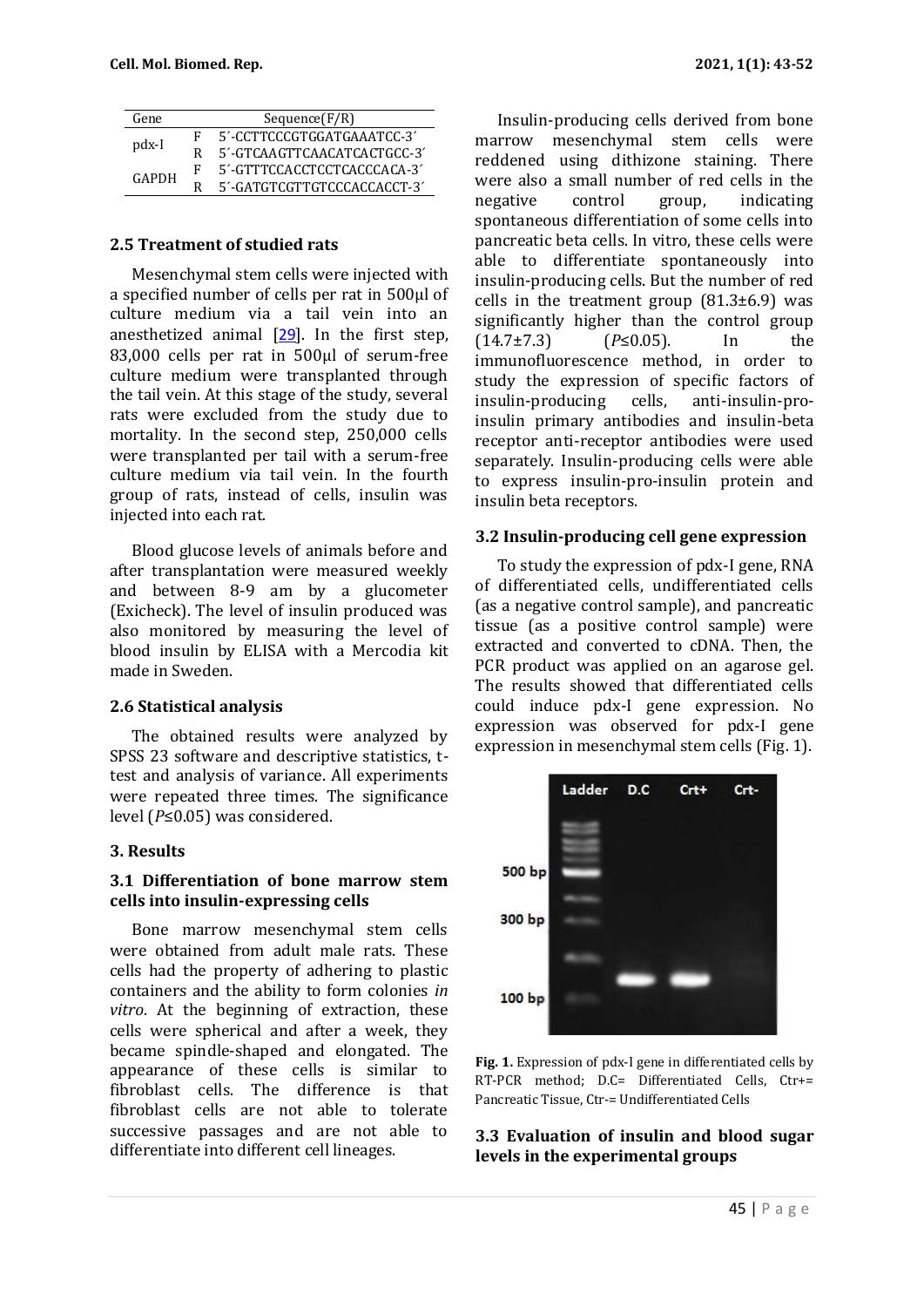| Gene | | Sequence(F/R) |
|---|---|---|
| pdx-I | F | 5´-CCTTCCCGTGGATGAAATCC-3´ |
| | R | 5´-GTCAAGTTCAACATCACTGCC-3´ |
| GAPDH | F | 5´-GTTTCCACCTCCTCACCCACA-3´ |
| | R | 5´-GATGTCGTTGTCCCACCACCT-3´ |

### 2.5 Treatment of studied rats

Mesenchymal stem cells were injected with a specified number of cells per rat in 500μl of culture medium via a tail vein into an anesthetized animal [29]. In the first step, 83,000 cells per rat in 500μl of serum-free culture medium were transplanted through the tail vein. At this stage of the study, several rats were excluded from the study due to mortality. In the second step, 250,000 cells were transplanted per tail with a serum-free culture medium via tail vein. In the fourth group of rats, instead of cells, insulin was injected into each rat.

Blood glucose levels of animals before and after transplantation were measured weekly and between 8-9 am by a glucometer (Exicheck). The level of insulin produced was also monitored by measuring the level of blood insulin by ELISA with a Mercodia kit made in Sweden.

### 2.6 Statistical analysis

The obtained results were analyzed by SPSS 23 software and descriptive statistics, t-test and analysis of variance. All experiments were repeated three times. The significance level ($P≤0.05$) was considered.

## 3. Results

### 3.1 Differentiation of bone marrow stem cells into insulin-expressing cells

Bone marrow mesenchymal stem cells were obtained from adult male rats. These cells had the property of adhering to plastic containers and the ability to form colonies *in vitro*. At the beginning of extraction, these cells were spherical and after a week, they became spindle-shaped and elongated. The appearance of these cells is similar to fibroblast cells. The difference is that fibroblast cells are not able to tolerate successive passages and are not able to differentiate into different cell lineages.

Insulin-producing cells derived from bone marrow mesenchymal stem cells were reddened using dithizone staining. There were also a small number of red cells in the negative control group, indicating spontaneous differentiation of some cells into pancreatic beta cells. In vitro, these cells were able to differentiate spontaneously into insulin-producing cells. But the number of red cells in the treatment group (81.3±6.9) was significantly higher than the control group (14.7±7.3) ($P≤0.05$). In the immunofluorescence method, in order to study the expression of specific factors of insulin-producing cells, anti-insulin-pro-insulin primary antibodies and insulin-beta receptor anti-receptor antibodies were used separately. Insulin-producing cells were able to express insulin-pro-insulin protein and insulin beta receptors.

### 3.2 Insulin-producing cell gene expression

To study the expression of pdx-I gene, RNA of differentiated cells, undifferentiated cells (as a negative control sample), and pancreatic tissue (as a positive control sample) were extracted and converted to cDNA. Then, the PCR product was applied on an agarose gel. The results showed that differentiated cells could induce pdx-I gene expression. No expression was observed for pdx-I gene expression in mesenchymal stem cells (Fig. 1).

**Fig. 1.** Expression of pdx-I gene in differentiated cells by RT-PCR method; D.C= Differentiated Cells, Ctr+= Pancreatic Tissue, Ctr-= Undifferentiated Cells

### 3.3 Evaluation of insulin and blood sugar levels in the experimental groups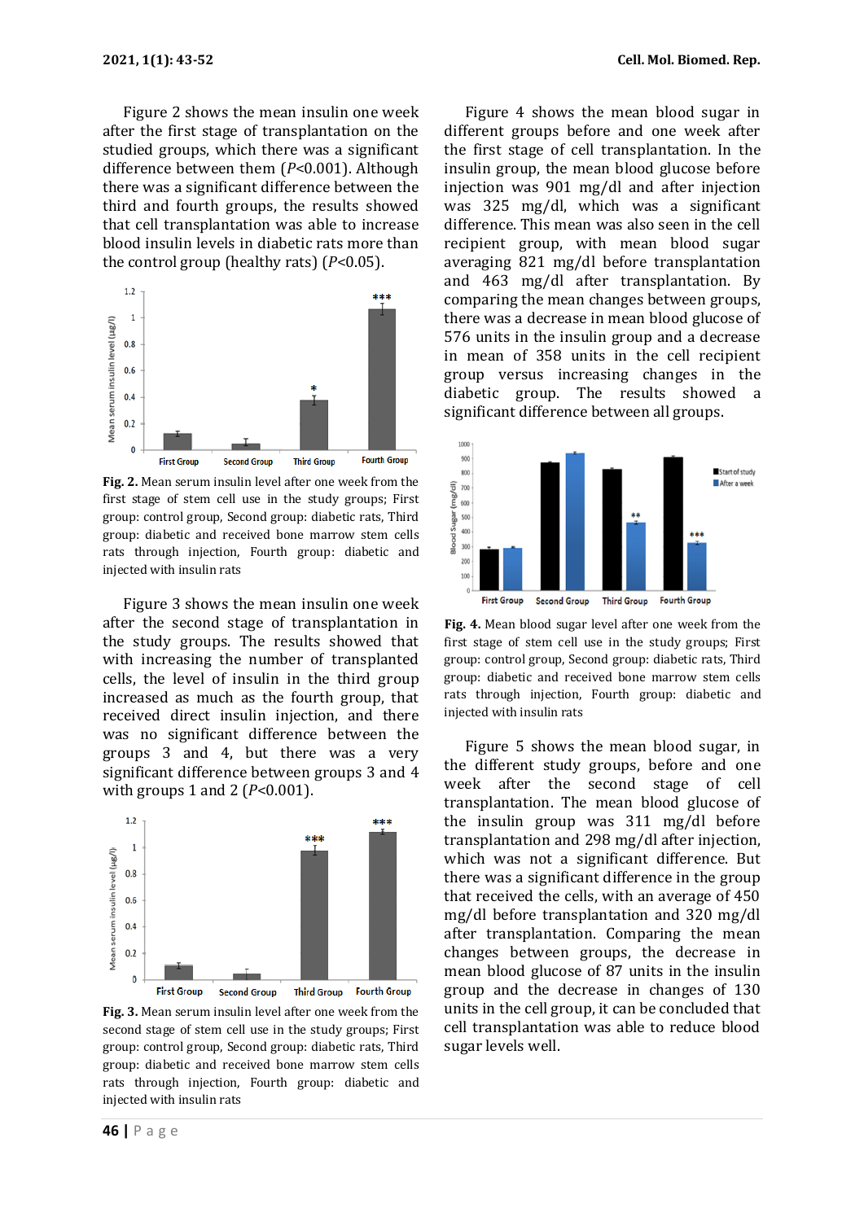Figure 2 shows the mean insulin one week after the first stage of transplantation on the studied groups, which there was a significant difference between them ($P$<0.001). Although there was a significant difference between the third and fourth groups, the results showed that cell transplantation was able to increase blood insulin levels in diabetic rats more than the control group (healthy rats) ($P$<0.05).

**Fig. 2.** Mean serum insulin level after one week from the first stage of stem cell use in the study groups; First group: control group, Second group: diabetic rats, Third group: diabetic and received bone marrow stem cells rats through injection, Fourth group: diabetic and injected with insulin rats

Figure 3 shows the mean insulin one week after the second stage of transplantation in the study groups. The results showed that with increasing the number of transplanted cells, the level of insulin in the third group increased as much as the fourth group, that received direct insulin injection, and there was no significant difference between the groups 3 and 4, but there was a very significant difference between groups 3 and 4 with groups 1 and 2 ($P$<0.001).

**Fig. 3.** Mean serum insulin level after one week from the second stage of stem cell use in the study groups; First group: control group, Second group: diabetic rats, Third group: diabetic and received bone marrow stem cells rats through injection, Fourth group: diabetic and injected with insulin rats

Figure 4 shows the mean blood sugar in different groups before and one week after the first stage of cell transplantation. In the insulin group, the mean blood glucose before injection was 901 mg/dl and after injection was 325 mg/dl, which was a significant difference. This mean was also seen in the cell recipient group, with mean blood sugar averaging 821 mg/dl before transplantation and 463 mg/dl after transplantation. By comparing the mean changes between groups, there was a decrease in mean blood glucose of 576 units in the insulin group and a decrease in mean of 358 units in the cell recipient group versus increasing changes in the diabetic group. The results showed a significant difference between all groups.

**Fig. 4.** Mean blood sugar level after one week from the first stage of stem cell use in the study groups; First group: control group, Second group: diabetic rats, Third group: diabetic and received bone marrow stem cells rats through injection, Fourth group: diabetic and injected with insulin rats

Figure 5 shows the mean blood sugar, in the different study groups, before and one week after the second stage of cell transplantation. The mean blood glucose of the insulin group was 311 mg/dl before transplantation and 298 mg/dl after injection, which was not a significant difference. But there was a significant difference in the group that received the cells, with an average of 450 mg/dl before transplantation and 320 mg/dl after transplantation. Comparing the mean changes between groups, the decrease in mean blood glucose of 87 units in the insulin group and the decrease in changes of 130 units in the cell group, it can be concluded that cell transplantation was able to reduce blood sugar levels well.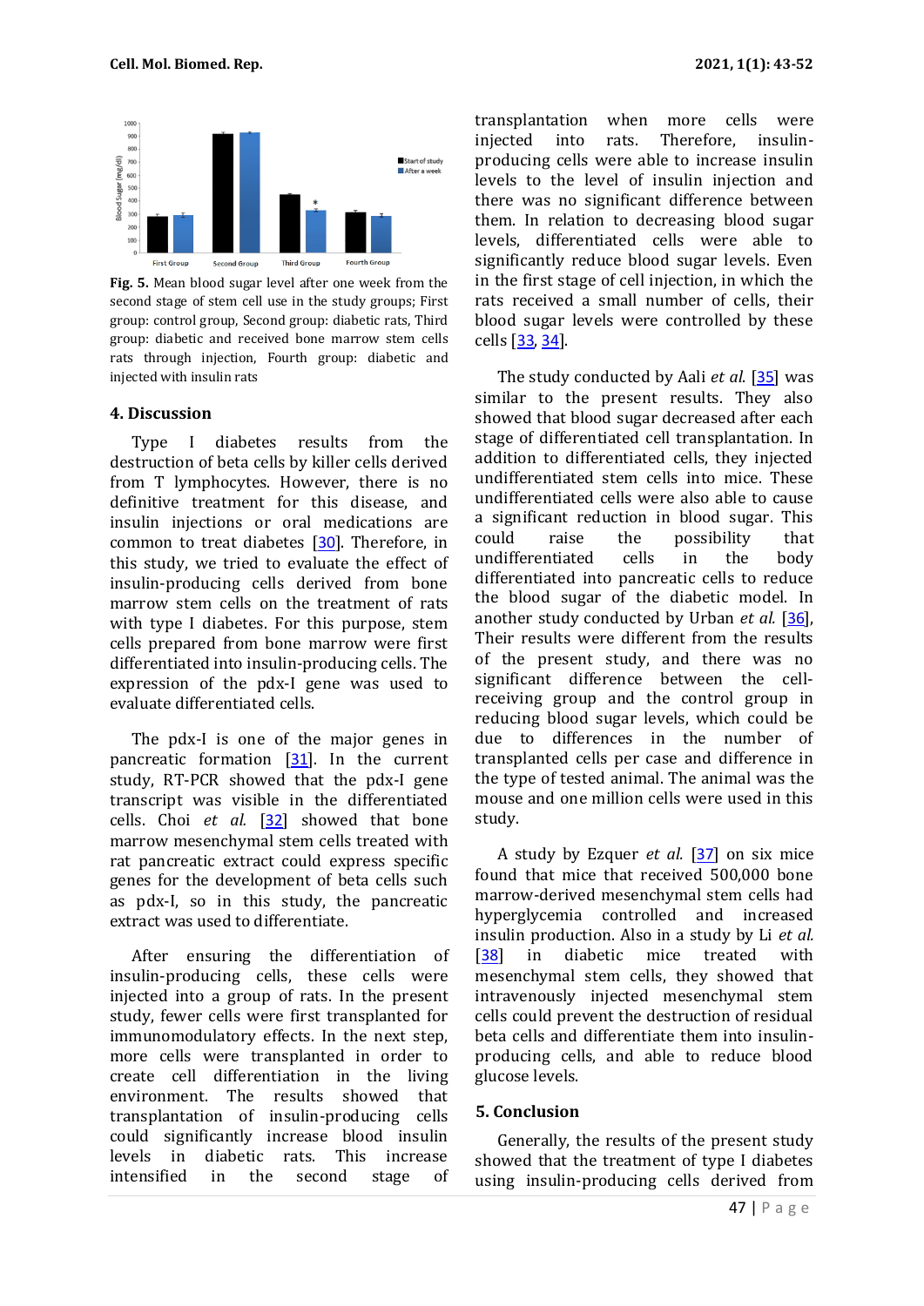Fig. 5. Mean blood sugar level after one week from the second stage of stem cell use in the study groups; First group: control group, Second group: diabetic rats, Third group: diabetic and received bone marrow stem cells rats through injection, Fourth group: diabetic and injected with insulin rats

## 4. Discussion

Type I diabetes results from the destruction of beta cells by killer cells derived from T lymphocytes. However, there is no definitive treatment for this disease, and insulin injections or oral medications are common to treat diabetes [30]. Therefore, in this study, we tried to evaluate the effect of insulin-producing cells derived from bone marrow stem cells on the treatment of rats with type I diabetes. For this purpose, stem cells prepared from bone marrow were first differentiated into insulin-producing cells. The expression of the pdx-I gene was used to evaluate differentiated cells.

The pdx-I is one of the major genes in pancreatic formation [31]. In the current study, RT-PCR showed that the pdx-I gene transcript was visible in the differentiated cells. Choi *et al.* [32] showed that bone marrow mesenchymal stem cells treated with rat pancreatic extract could express specific genes for the development of beta cells such as pdx-I, so in this study, the pancreatic extract was used to differentiate.

After ensuring the differentiation of insulin-producing cells, these cells were injected into a group of rats. In the present study, fewer cells were first transplanted for immunomodulatory effects. In the next step, more cells were transplanted in order to create cell differentiation in the living environment. The results showed that transplantation of insulin-producing cells could significantly increase blood insulin levels in diabetic rats. This increase intensified in the second stage of transplantation when more cells were injected into rats. Therefore, insulin-producing cells were able to increase insulin levels to the level of insulin injection and there was no significant difference between them. In relation to decreasing blood sugar levels, differentiated cells were able to significantly reduce blood sugar levels. Even in the first stage of cell injection, in which the rats received a small number of cells, their blood sugar levels were controlled by these cells [33, 34].

The study conducted by Aali *et al.* [35] was similar to the present results. They also showed that blood sugar decreased after each stage of differentiated cell transplantation. In addition to differentiated cells, they injected undifferentiated stem cells into mice. These undifferentiated cells were also able to cause a significant reduction in blood sugar. This could raise the possibility that undifferentiated cells in the body differentiated into pancreatic cells to reduce the blood sugar of the diabetic model. In another study conducted by Urban *et al.* [36], Their results were different from the results of the present study, and there was no significant difference between the cell-receiving group and the control group in reducing blood sugar levels, which could be due to differences in the number of transplanted cells per case and difference in the type of tested animal. The animal was the mouse and one million cells were used in this study.

A study by Ezquer *et al.* [37] on six mice found that mice that received 500,000 bone marrow-derived mesenchymal stem cells had hyperglycemia controlled and increased insulin production. Also in a study by Li *et al.* [38] in diabetic mice treated with mesenchymal stem cells, they showed that intravenously injected mesenchymal stem cells could prevent the destruction of residual beta cells and differentiate them into insulin-producing cells, and able to reduce blood glucose levels.

## 5. Conclusion

Generally, the results of the present study showed that the treatment of type I diabetes using insulin-producing cells derived from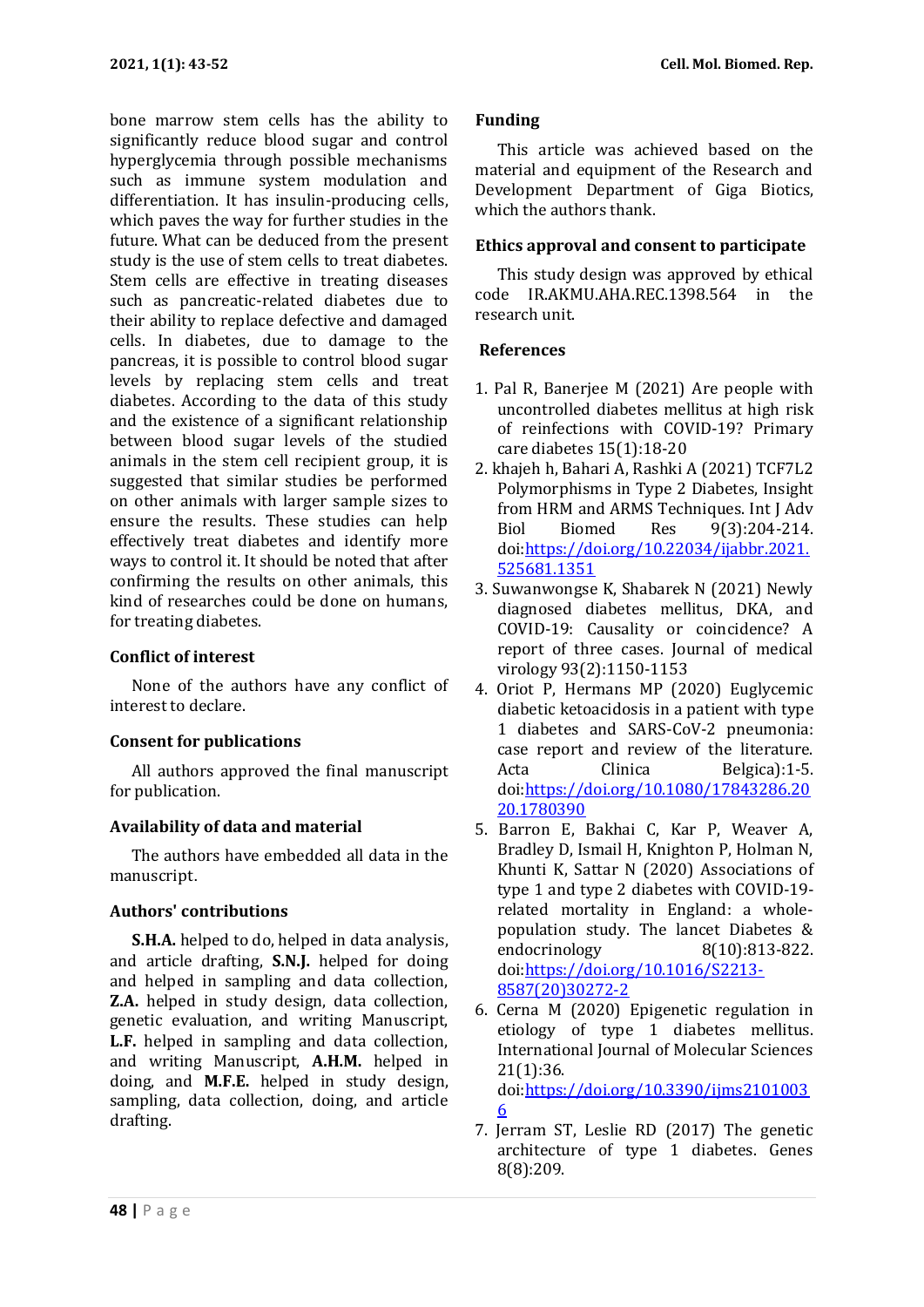bone marrow stem cells has the ability to significantly reduce blood sugar and control hyperglycemia through possible mechanisms such as immune system modulation and differentiation. It has insulin-producing cells, which paves the way for further studies in the future. What can be deduced from the present study is the use of stem cells to treat diabetes. Stem cells are effective in treating diseases such as pancreatic-related diabetes due to their ability to replace defective and damaged cells. In diabetes, due to damage to the pancreas, it is possible to control blood sugar levels by replacing stem cells and treat diabetes. According to the data of this study and the existence of a significant relationship between blood sugar levels of the studied animals in the stem cell recipient group, it is suggested that similar studies be performed on other animals with larger sample sizes to ensure the results. These studies can help effectively treat diabetes and identify more ways to control it. It should be noted that after confirming the results on other animals, this kind of researches could be done on humans, for treating diabetes.

## Conflict of interest

None of the authors have any conflict of interest to declare.

## Consent for publications

All authors approved the final manuscript for publication.

## Availability of data and material

The authors have embedded all data in the manuscript.

## Authors' contributions

**S.H.A.** helped to do, helped in data analysis, and article drafting, **S.N.J.** helped for doing and helped in sampling and data collection, **Z.A.** helped in study design, data collection, genetic evaluation, and writing Manuscript, **L.F.** helped in sampling and data collection, and writing Manuscript, **A.H.M.** helped in doing, and **M.F.E.** helped in study design, sampling, data collection, doing, and article drafting.

## Funding

This article was achieved based on the material and equipment of the Research and Development Department of Giga Biotics, which the authors thank.

## Ethics approval and consent to participate

This study design was approved by ethical code IR.AKMU.AHA.REC.1398.564 in the research unit.

## References

1. Pal R, Banerjee M (2021) Are people with uncontrolled diabetes mellitus at high risk of reinfections with COVID-19? Primary care diabetes 15(1):18-20
2. khajeh h, Bahari A, Rashki A (2021) TCF7L2 Polymorphisms in Type 2 Diabetes, Insight from HRM and ARMS Techniques. Int J Adv Biol Biomed Res 9(3):204-214. doi:https://doi.org/10.22034/ijabbr.2021.525681.1351
3. Suwanwongse K, Shabarek N (2021) Newly diagnosed diabetes mellitus, DKA, and COVID-19: Causality or coincidence? A report of three cases. Journal of medical virology 93(2):1150-1153
4. Oriot P, Hermans MP (2020) Euglycemic diabetic ketoacidosis in a patient with type 1 diabetes and SARS-CoV-2 pneumonia: case report and review of the literature. Acta Clinica Belgica):1-5. doi:https://doi.org/10.1080/17843286.2020.1780390
5. Barron E, Bakhai C, Kar P, Weaver A, Bradley D, Ismail H, Knighton P, Holman N, Khunti K, Sattar N (2020) Associations of type 1 and type 2 diabetes with COVID-19-related mortality in England: a whole-population study. The lancet Diabetes & endocrinology 8(10):813-822. doi:https://doi.org/10.1016/S2213-8587(20)30272-2
6. Cerna M (2020) Epigenetic regulation in etiology of type 1 diabetes mellitus. International Journal of Molecular Sciences 21(1):36. doi:https://doi.org/10.3390/ijms21010036
7. Jerram ST, Leslie RD (2017) The genetic architecture of type 1 diabetes. Genes 8(8):209.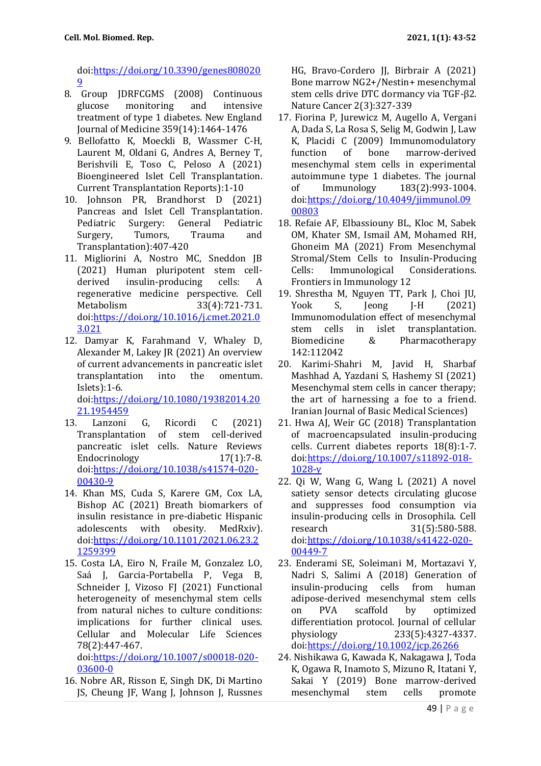doi:https://doi.org/10.3390/genes8080209

8. Group JDRFCGMS (2008) Continuous glucose monitoring and intensive treatment of type 1 diabetes. New England Journal of Medicine 359(14):1464-1476
9. Bellofatto K, Moeckli B, Wassmer C-H, Laurent M, Oldani G, Andres A, Berney T, Berishvili E, Toso C, Peloso A (2021) Bioengineered Islet Cell Transplantation. Current Transplantation Reports):1-10
10. Johnson PR, Brandhorst D (2021) Pancreas and Islet Cell Transplantation. Pediatric Surgery: General Pediatric Surgery, Tumors, Trauma and Transplantation):407-420
11. Migliorini A, Nostro MC, Sneddon JB (2021) Human pluripotent stem cell-derived insulin-producing cells: A regenerative medicine perspective. Cell Metabolism 33(4):721-731. doi:https://doi.org/10.1016/j.cmet.2021.03.021
12. Damyar K, Farahmand V, Whaley D, Alexander M, Lakey JR (2021) An overview of current advancements in pancreatic islet transplantation into the omentum. Islets):1-6. doi:https://doi.org/10.1080/19382014.2021.1954459
13. Lanzoni G, Ricordi C (2021) Transplantation of stem cell-derived pancreatic islet cells. Nature Reviews Endocrinology 17(1):7-8. doi:https://doi.org/10.1038/s41574-020-00430-9
14. Khan MS, Cuda S, Karere GM, Cox LA, Bishop AC (2021) Breath biomarkers of insulin resistance in pre-diabetic Hispanic adolescents with obesity. MedRxiv). doi:https://doi.org/10.1101/2021.06.23.21259399
15. Costa LA, Eiro N, Fraile M, Gonzalez LO, Saá J, Garcia-Portabella P, Vega B, Schneider J, Vizoso FJ (2021) Functional heterogeneity of mesenchymal stem cells from natural niches to culture conditions: implications for further clinical uses. Cellular and Molecular Life Sciences 78(2):447-467. doi:https://doi.org/10.1007/s00018-020-03600-0
16. Nobre AR, Risson E, Singh DK, Di Martino JS, Cheung JF, Wang J, Johnson J, Russnes HG, Bravo-Cordero JJ, Birbrair A (2021) Bone marrow NG2+/Nestin+ mesenchymal stem cells drive DTC dormancy via TGF-β2. Nature Cancer 2(3):327-339
17. Fiorina P, Jurewicz M, Augello A, Vergani A, Dada S, La Rosa S, Selig M, Godwin J, Law K, Placidi C (2009) Immunomodulatory function of bone marrow-derived mesenchymal stem cells in experimental autoimmune type 1 diabetes. The journal of Immunology 183(2):993-1004. doi:https://doi.org/10.4049/jimmunol.0900803
18. Refaie AF, Elbassiouny BL, Kloc M, Sabek OM, Khater SM, Ismail AM, Mohamed RH, Ghoneim MA (2021) From Mesenchymal Stromal/Stem Cells to Insulin-Producing Cells: Immunological Considerations. Frontiers in Immunology 12
19. Shrestha M, Nguyen TT, Park J, Choi JU, Yook S, Jeong J-H (2021) Immunomodulation effect of mesenchymal stem cells in islet transplantation. Biomedicine & Pharmacotherapy 142:112042
20. Karimi-Shahri M, Javid H, Sharbaf Mashhad A, Yazdani S, Hashemy SI (2021) Mesenchymal stem cells in cancer therapy; the art of harnessing a foe to a friend. Iranian Journal of Basic Medical Sciences)
21. Hwa AJ, Weir GC (2018) Transplantation of macroencapsulated insulin-producing cells. Current diabetes reports 18(8):1-7. doi:https://doi.org/10.1007/s11892-018-1028-y
22. Qi W, Wang G, Wang L (2021) A novel satiety sensor detects circulating glucose and suppresses food consumption via insulin-producing cells in Drosophila. Cell research 31(5):580-588. doi:https://doi.org/10.1038/s41422-020-00449-7
23. Enderami SE, Soleimani M, Mortazavi Y, Nadri S, Salimi A (2018) Generation of insulin-producing cells from human adipose-derived mesenchymal stem cells on PVA scaffold by optimized differentiation protocol. Journal of cellular physiology 233(5):4327-4337. doi:https://doi.org/10.1002/jcp.26266
24. Nishikawa G, Kawada K, Nakagawa J, Toda K, Ogawa R, Inamoto S, Mizuno R, Itatani Y, Sakai Y (2019) Bone marrow-derived mesenchymal stem cells promote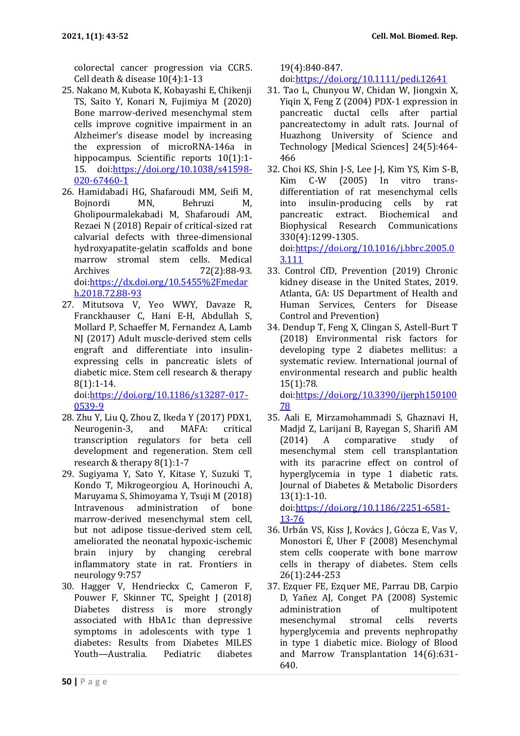colorectal cancer progression via CCR5. Cell death & disease 10(4):1-13

25. Nakano M, Kubota K, Kobayashi E, Chikenji TS, Saito Y, Konari N, Fujimiya M (2020) Bone marrow-derived mesenchymal stem cells improve cognitive impairment in an Alzheimer's disease model by increasing the expression of microRNA-146a in hippocampus. Scientific reports 10(1):1-15. doi:https://doi.org/10.1038/s41598-020-67460-1
26. Hamidabadi HG, Shafaroudi MM, Seifi M, Bojnordi MN, Behruzi M, Gholipourmalekabadi M, Shafaroudi AM, Rezaei N (2018) Repair of critical-sized rat calvarial defects with three-dimensional hydroxyapatite-gelatin scaffolds and bone marrow stromal stem cells. Medical Archives 72(2):88-93. doi:https://dx.doi.org/10.5455%2Fmedarh.2018.72.88-93
27. Mitutsova V, Yeo WWY, Davaze R, Franckhauser C, Hani E-H, Abdullah S, Mollard P, Schaeffer M, Fernandez A, Lamb NJ (2017) Adult muscle-derived stem cells engraft and differentiate into insulin-expressing cells in pancreatic islets of diabetic mice. Stem cell research & therapy 8(1):1-14. doi:https://doi.org/10.1186/s13287-017-0539-9
28. Zhu Y, Liu Q, Zhou Z, Ikeda Y (2017) PDX1, Neurogenin-3, and MAFA: critical transcription regulators for beta cell development and regeneration. Stem cell research & therapy 8(1):1-7
29. Sugiyama Y, Sato Y, Kitase Y, Suzuki T, Kondo T, Mikrogeorgiou A, Horinouchi A, Maruyama S, Shimoyama Y, Tsuji M (2018) Intravenous administration of bone marrow-derived mesenchymal stem cell, but not adipose tissue-derived stem cell, ameliorated the neonatal hypoxic-ischemic brain injury by changing cerebral inflammatory state in rat. Frontiers in neurology 9:757
30. Hagger V, Hendrieckx C, Cameron F, Pouwer F, Skinner TC, Speight J (2018) Diabetes distress is more strongly associated with HbA1c than depressive symptoms in adolescents with type 1 diabetes: Results from Diabetes MILES Youth—Australia. Pediatric diabetes 19(4):840-847. doi:https://doi.org/10.1111/pedi.12641
31. Tao L, Chunyou W, Chidan W, Jiongxin X, Yiqin X, Feng Z (2004) PDX-1 expression in pancreatic ductal cells after partial pancreatectomy in adult rats. Journal of Huazhong University of Science and Technology [Medical Sciences] 24(5):464-466
32. Choi KS, Shin J-S, Lee J-J, Kim YS, Kim S-B, Kim C-W (2005) In vitro trans-differentiation of rat mesenchymal cells into insulin-producing cells by rat pancreatic extract. Biochemical and Biophysical Research Communications 330(4):1299-1305. doi:https://doi.org/10.1016/j.bbrc.2005.03.111
33. Control CfD, Prevention (2019) Chronic kidney disease in the United States, 2019. Atlanta, GA: US Department of Health and Human Services, Centers for Disease Control and Prevention)
34. Dendup T, Feng X, Clingan S, Astell-Burt T (2018) Environmental risk factors for developing type 2 diabetes mellitus: a systematic review. International journal of environmental research and public health 15(1):78. doi:https://doi.org/10.3390/ijerph15010078
35. Aali E, Mirzamohammadi S, Ghaznavi H, Madjd Z, Larijani B, Rayegan S, Sharifi AM (2014) A comparative study of mesenchymal stem cell transplantation with its paracrine effect on control of hyperglycemia in type 1 diabetic rats. Journal of Diabetes & Metabolic Disorders 13(1):1-10. doi:https://doi.org/10.1186/2251-6581-13-76
36. Urbán VS, Kiss J, Kovács J, Gócza E, Vas V, Monostori É, Uher F (2008) Mesenchymal stem cells cooperate with bone marrow cells in therapy of diabetes. Stem cells 26(1):244-253
37. Ezquer FE, Ezquer ME, Parrau DB, Carpio D, Yañez AJ, Conget PA (2008) Systemic administration of multipotent mesenchymal stromal cells reverts hyperglycemia and prevents nephropathy in type 1 diabetic mice. Biology of Blood and Marrow Transplantation 14(6):631-640.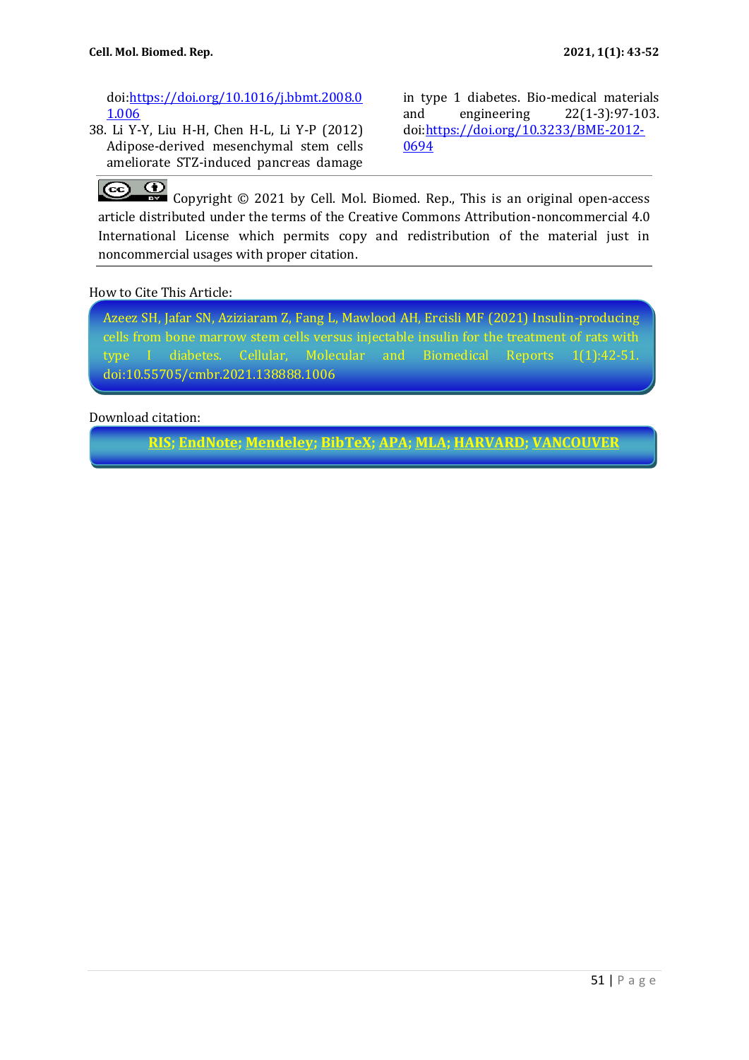doi:https://doi.org/10.1016/j.bbmt.2008.01.006

38. Li Y-Y, Liu H-H, Chen H-L, Li Y-P (2012) Adipose-derived mesenchymal stem cells ameliorate STZ-induced pancreas damage in type 1 diabetes. Bio-medical materials and engineering 22(1-3):97-103. doi:https://doi.org/10.3233/BME-2012-0694

---

Copyright © 2021 by Cell. Mol. Biomed. Rep., This is an original open-access article distributed under the terms of the Creative Commons Attribution-noncommercial 4.0 International License which permits copy and redistribution of the material just in noncommercial usages with proper citation.

---

How to Cite This Article:

Azeez SH, Jafar SN, Aziziaram Z, Fang L, Mawlood AH, Ercisli MF (2021) Insulin-producing cells from bone marrow stem cells versus injectable insulin for the treatment of rats with type I diabetes. Cellular, Molecular and Biomedical Reports 1(1):42-51. doi:10.55705/cmbr.2021.138888.1006

Download citation:

**RIS; EndNote; Mendeley; BibTeX; APA; MLA; HARVARD; VANCOUVER**